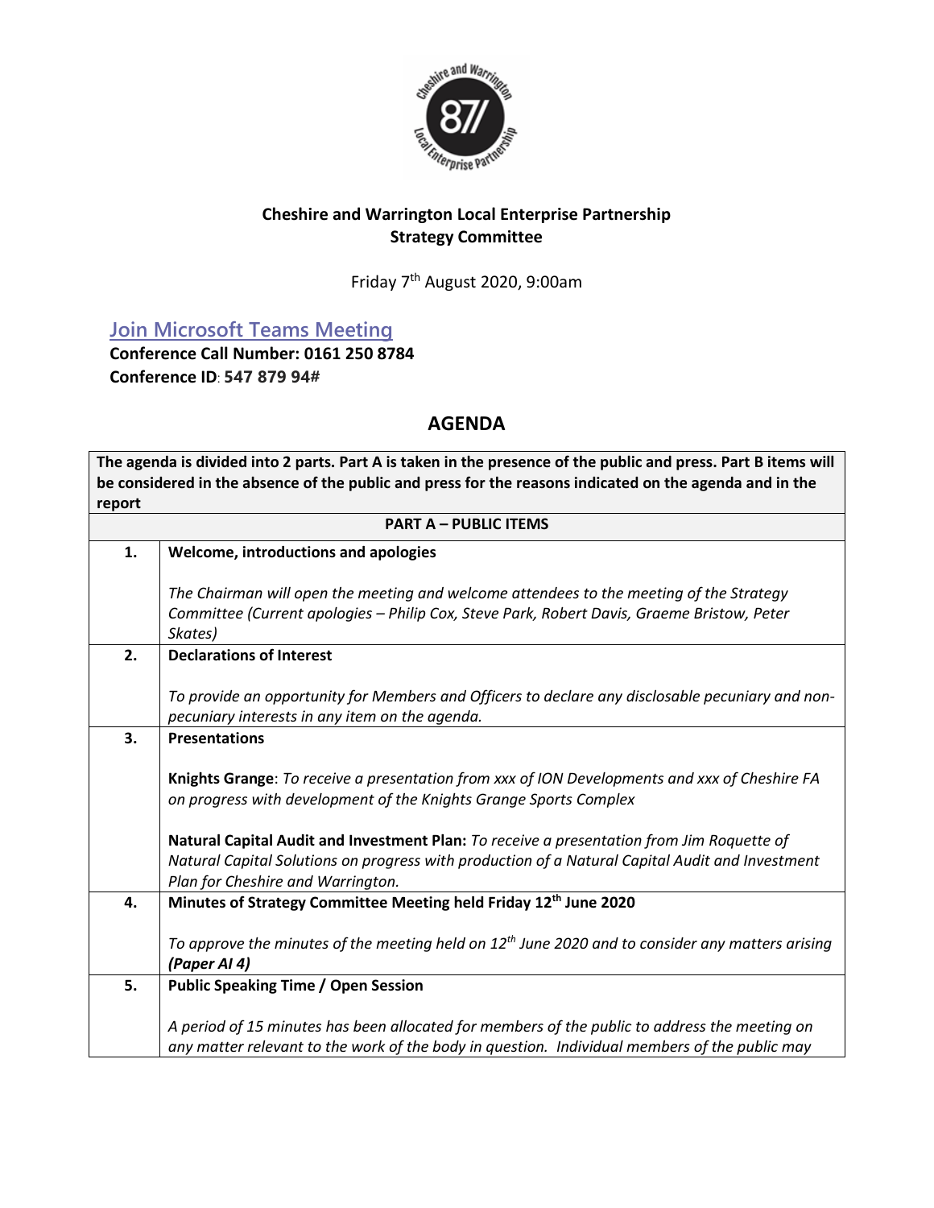**Cheshire and Warrington Local Enterprise Partnership**
**Strategy Committee**

Friday 7th August 2020, 9:00am

[Join Microsoft Teams Meeting]
**Conference Call Number: 0161 250 8784**
**Conference ID: 547 879 94#**

## AGENDA

| The agenda is divided into 2 parts. Part A is taken in the presence of the public and press. Part B items will be considered in the absence of the public and press for the reasons indicated on the agenda and in the report | |
|---|---|
| **PART A – PUBLIC ITEMS** | |
| **1.** | **Welcome, introductions and apologies**<br><br>*The Chairman will open the meeting and welcome attendees to the meeting of the Strategy Committee (Current apologies – Philip Cox, Steve Park, Robert Davis, Graeme Bristow, Peter Skates)* |
| **2.** | **Declarations of Interest**<br><br>*To provide an opportunity for Members and Officers to declare any disclosable pecuniary and non-pecuniary interests in any item on the agenda.* |
| **3.** | **Presentations**<br><br>**Knights Grange**: *To receive a presentation from xxx of ION Developments and xxx of Cheshire FA on progress with development of the Knights Grange Sports Complex*<br><br>**Natural Capital Audit and Investment Plan:** *To receive a presentation from Jim Roquette of Natural Capital Solutions on progress with production of a Natural Capital Audit and Investment Plan for Cheshire and Warrington.* |
| **4.** | **Minutes of Strategy Committee Meeting held Friday 12th June 2020**<br><br>*To approve the minutes of the meeting held on 12th June 2020 and to consider any matters arising* ***(Paper AI 4)*** |
| **5.** | **Public Speaking Time / Open Session**<br><br>*A period of 15 minutes has been allocated for members of the public to address the meeting on any matter relevant to the work of the body in question. Individual members of the public may* |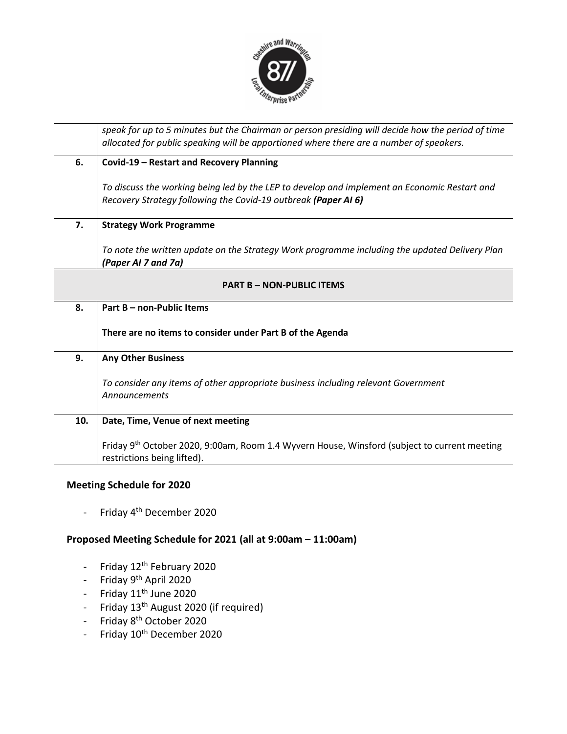| | |
|---|---|
| | *speak for up to 5 minutes but the Chairman or person presiding will decide how the period of time allocated for public speaking will be apportioned where there are a number of speakers.* |
| **6.** | **Covid-19 – Restart and Recovery Planning**<br><br>*To discuss the working being led by the LEP to develop and implement an Economic Restart and Recovery Strategy following the Covid-19 outbreak* ***(Paper AI 6)*** |
| **7.** | **Strategy Work Programme**<br><br>*To note the written update on the Strategy Work programme including the updated Delivery Plan* ***(Paper AI 7 and 7a)*** |
| | **PART B – NON-PUBLIC ITEMS** |
| **8.** | **Part B – non-Public Items**<br><br>**There are no items to consider under Part B of the Agenda** |
| **9.** | **Any Other Business**<br><br>*To consider any items of other appropriate business including relevant Government Announcements* |
| **10.** | **Date, Time, Venue of next meeting**<br><br>Friday 9th October 2020, 9:00am, Room 1.4 Wyvern House, Winsford (subject to current meeting restrictions being lifted). |

**Meeting Schedule for 2020**

- Friday 4th December 2020

**Proposed Meeting Schedule for 2021 (all at 9:00am – 11:00am)**

- Friday 12th February 2020
- Friday 9th April 2020
- Friday 11th June 2020
- Friday 13th August 2020 (if required)
- Friday 8th October 2020
- Friday 10th December 2020